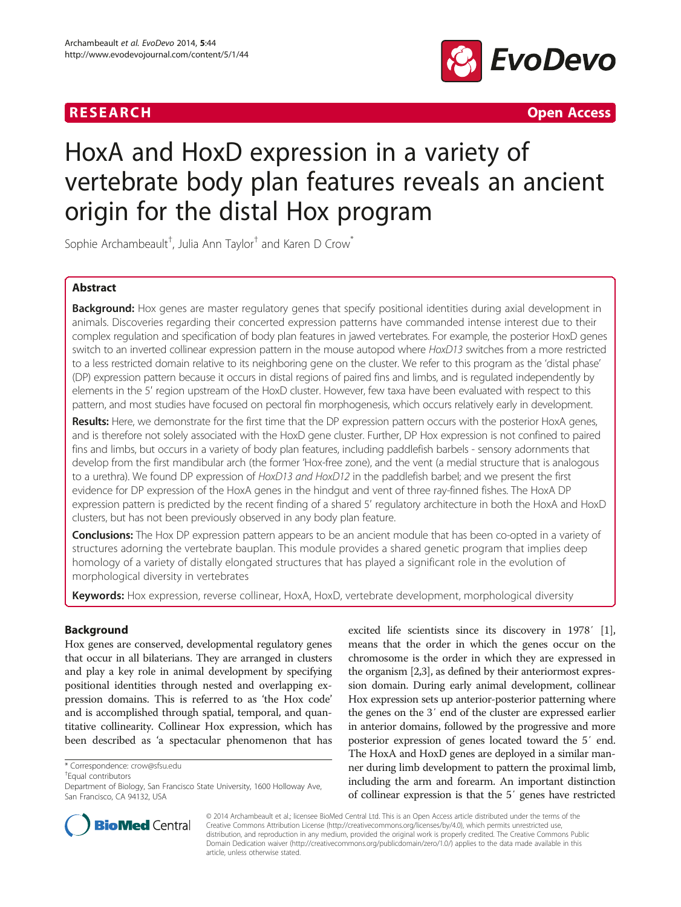RESEARCH Open Access

# HoxA and HoxD expression in a variety of vertebrate body plan features reveals an ancient origin for the distal Hox program

Sophie Archambeault[†], Julia Ann Taylor[†] and Karen D Crow[*]

## Abstract

**Background:** Hox genes are master regulatory genes that specify positional identities during axial development in animals. Discoveries regarding their concerted expression patterns have commanded intense interest due to their complex regulation and specification of body plan features in jawed vertebrates. For example, the posterior HoxD genes switch to an inverted collinear expression pattern in the mouse autopod where *HoxD13* switches from a more restricted to a less restricted domain relative to its neighboring gene on the cluster. We refer to this program as the 'distal phase' (DP) expression pattern because it occurs in distal regions of paired fins and limbs, and is regulated independently by elements in the 5′ region upstream of the HoxD cluster. However, few taxa have been evaluated with respect to this pattern, and most studies have focused on pectoral fin morphogenesis, which occurs relatively early in development.

**Results:** Here, we demonstrate for the first time that the DP expression pattern occurs with the posterior HoxA genes, and is therefore not solely associated with the HoxD gene cluster. Further, DP Hox expression is not confined to paired fins and limbs, but occurs in a variety of body plan features, including paddlefish barbels - sensory adornments that develop from the first mandibular arch (the former 'Hox-free zone), and the vent (a medial structure that is analogous to a urethra). We found DP expression of *HoxD13 and HoxD12* in the paddlefish barbel; and we present the first evidence for DP expression of the HoxA genes in the hindgut and vent of three ray-finned fishes. The HoxA DP expression pattern is predicted by the recent finding of a shared 5′ regulatory architecture in both the HoxA and HoxD clusters, but has not been previously observed in any body plan feature.

**Conclusions:** The Hox DP expression pattern appears to be an ancient module that has been co-opted in a variety of structures adorning the vertebrate bauplan. This module provides a shared genetic program that implies deep homology of a variety of distally elongated structures that has played a significant role in the evolution of morphological diversity in vertebrates

**Keywords:** Hox expression, reverse collinear, HoxA, HoxD, vertebrate development, morphological diversity

## Background

Hox genes are conserved, developmental regulatory genes that occur in all bilaterians. They are arranged in clusters and play a key role in animal development by specifying positional identities through nested and overlapping expression domains. This is referred to as 'the Hox code' and is accomplished through spatial, temporal, and quantitative collinearity. Collinear Hox expression, which has been described as 'a spectacular phenomenon that has excited life scientists since its discovery in 1978′ [1], means that the order in which the genes occur on the chromosome is the order in which they are expressed in the organism [2,3], as defined by their anteriormost expression domain. During early animal development, collinear Hox expression sets up anterior-posterior patterning where the genes on the 3′ end of the cluster are expressed earlier in anterior domains, followed by the progressive and more posterior expression of genes located toward the 5′ end. The HoxA and HoxD genes are deployed in a similar manner during limb development to pattern the proximal limb, including the arm and forearm. An important distinction of collinear expression is that the 5′ genes have restricted

\* Correspondence: crow@sfsu.edu
[†]Equal contributors
Department of Biology, San Francisco State University, 1600 Holloway Ave, San Francisco, CA 94132, USA

© 2014 Archambeault et al.; licensee BioMed Central Ltd. This is an Open Access article distributed under the terms of the Creative Commons Attribution License (http://creativecommons.org/licenses/by/4.0), which permits unrestricted use, distribution, and reproduction in any medium, provided the original work is properly credited. The Creative Commons Public Domain Dedication waiver (http://creativecommons.org/publicdomain/zero/1.0/) applies to the data made available in this article, unless otherwise stated.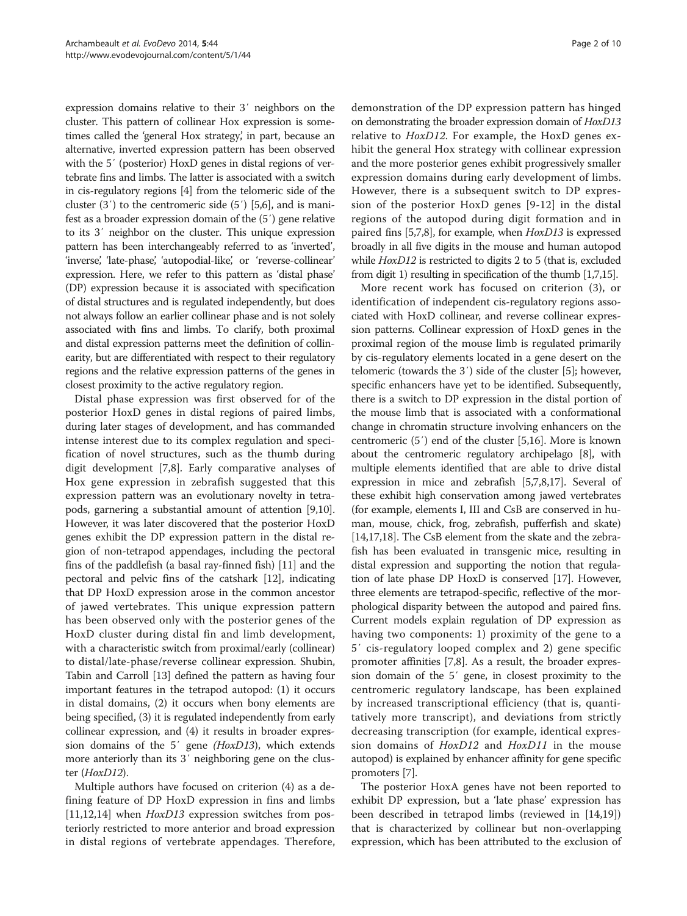expression domains relative to their 3′ neighbors on the cluster. This pattern of collinear Hox expression is sometimes called the 'general Hox strategy,' in part, because an alternative, inverted expression pattern has been observed with the 5′ (posterior) HoxD genes in distal regions of vertebrate fins and limbs. The latter is associated with a switch in cis-regulatory regions [4] from the telomeric side of the cluster (3′) to the centromeric side (5′) [5,6], and is manifest as a broader expression domain of the (5′) gene relative to its 3′ neighbor on the cluster. This unique expression pattern has been interchangeably referred to as 'inverted', 'inverse', 'late-phase', 'autopodial-like', or 'reverse-collinear' expression. Here, we refer to this pattern as 'distal phase' (DP) expression because it is associated with specification of distal structures and is regulated independently, but does not always follow an earlier collinear phase and is not solely associated with fins and limbs. To clarify, both proximal and distal expression patterns meet the definition of collinearity, but are differentiated with respect to their regulatory regions and the relative expression patterns of the genes in closest proximity to the active regulatory region.

Distal phase expression was first observed for of the posterior HoxD genes in distal regions of paired limbs, during later stages of development, and has commanded intense interest due to its complex regulation and specification of novel structures, such as the thumb during digit development [7,8]. Early comparative analyses of Hox gene expression in zebrafish suggested that this expression pattern was an evolutionary novelty in tetrapods, garnering a substantial amount of attention [9,10]. However, it was later discovered that the posterior HoxD genes exhibit the DP expression pattern in the distal region of non-tetrapod appendages, including the pectoral fins of the paddlefish (a basal ray-finned fish) [11] and the pectoral and pelvic fins of the catshark [12], indicating that DP HoxD expression arose in the common ancestor of jawed vertebrates. This unique expression pattern has been observed only with the posterior genes of the HoxD cluster during distal fin and limb development, with a characteristic switch from proximal/early (collinear) to distal/late-phase/reverse collinear expression. Shubin, Tabin and Carroll [13] defined the pattern as having four important features in the tetrapod autopod: (1) it occurs in distal domains, (2) it occurs when bony elements are being specified, (3) it is regulated independently from early collinear expression, and (4) it results in broader expression domains of the 5′ gene *(HoxD13)*, which extends more anteriorly than its 3′ neighboring gene on the cluster (*HoxD12*).

Multiple authors have focused on criterion (4) as a defining feature of DP HoxD expression in fins and limbs [11,12,14] when *HoxD13* expression switches from posteriorly restricted to more anterior and broad expression in distal regions of vertebrate appendages. Therefore, demonstration of the DP expression pattern has hinged on demonstrating the broader expression domain of *HoxD13* relative to *HoxD12*. For example, the HoxD genes exhibit the general Hox strategy with collinear expression and the more posterior genes exhibit progressively smaller expression domains during early development of limbs. However, there is a subsequent switch to DP expression of the posterior HoxD genes [9-12] in the distal regions of the autopod during digit formation and in paired fins [5,7,8], for example, when *HoxD13* is expressed broadly in all five digits in the mouse and human autopod while *HoxD12* is restricted to digits 2 to 5 (that is, excluded from digit 1) resulting in specification of the thumb [1,7,15].

More recent work has focused on criterion (3), or identification of independent cis-regulatory regions associated with HoxD collinear, and reverse collinear expression patterns. Collinear expression of HoxD genes in the proximal region of the mouse limb is regulated primarily by cis-regulatory elements located in a gene desert on the telomeric (towards the 3′) side of the cluster [5]; however, specific enhancers have yet to be identified. Subsequently, there is a switch to DP expression in the distal portion of the mouse limb that is associated with a conformational change in chromatin structure involving enhancers on the centromeric (5′) end of the cluster [5,16]. More is known about the centromeric regulatory archipelago [8], with multiple elements identified that are able to drive distal expression in mice and zebrafish [5,7,8,17]. Several of these exhibit high conservation among jawed vertebrates (for example, elements I, III and CsB are conserved in human, mouse, chick, frog, zebrafish, pufferfish and skate) [14,17,18]. The CsB element from the skate and the zebrafish has been evaluated in transgenic mice, resulting in distal expression and supporting the notion that regulation of late phase DP HoxD is conserved [17]. However, three elements are tetrapod-specific, reflective of the morphological disparity between the autopod and paired fins. Current models explain regulation of DP expression as having two components: 1) proximity of the gene to a 5′ cis-regulatory looped complex and 2) gene specific promoter affinities [7,8]. As a result, the broader expression domain of the 5′ gene, in closest proximity to the centromeric regulatory landscape, has been explained by increased transcriptional efficiency (that is, quantitatively more transcript), and deviations from strictly decreasing transcription (for example, identical expression domains of *HoxD12* and *HoxD11* in the mouse autopod) is explained by enhancer affinity for gene specific promoters [7].

The posterior HoxA genes have not been reported to exhibit DP expression, but a 'late phase' expression has been described in tetrapod limbs (reviewed in [14,19]) that is characterized by collinear but non-overlapping expression, which has been attributed to the exclusion of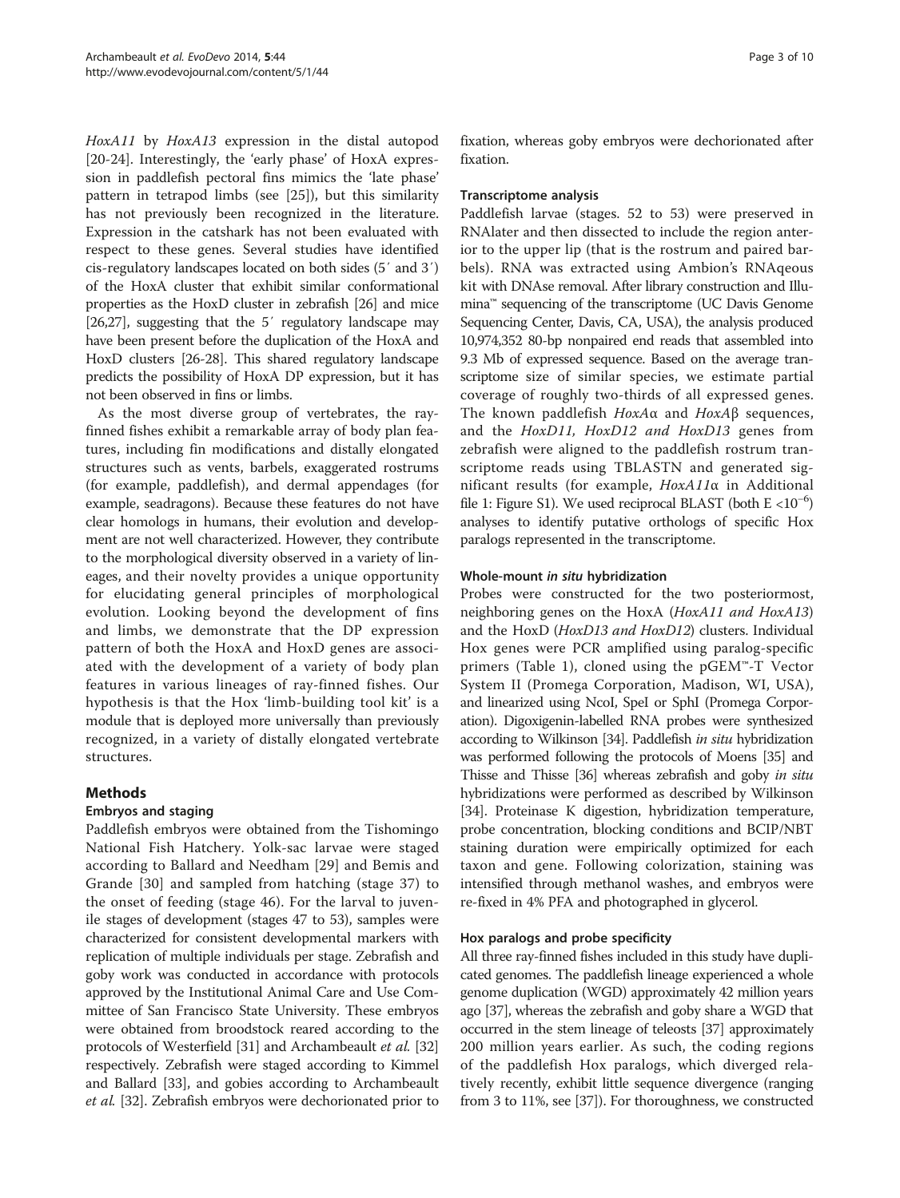*HoxA11* by *HoxA13* expression in the distal autopod [20-24]. Interestingly, the 'early phase' of HoxA expression in paddlefish pectoral fins mimics the 'late phase' pattern in tetrapod limbs (see [25]), but this similarity has not previously been recognized in the literature. Expression in the catshark has not been evaluated with respect to these genes. Several studies have identified cis-regulatory landscapes located on both sides (5′ and 3′) of the HoxA cluster that exhibit similar conformational properties as the HoxD cluster in zebrafish [26] and mice [26,27], suggesting that the 5′ regulatory landscape may have been present before the duplication of the HoxA and HoxD clusters [26-28]. This shared regulatory landscape predicts the possibility of HoxA DP expression, but it has not been observed in fins or limbs.

As the most diverse group of vertebrates, the ray-finned fishes exhibit a remarkable array of body plan features, including fin modifications and distally elongated structures such as vents, barbels, exaggerated rostrums (for example, paddlefish), and dermal appendages (for example, seadragons). Because these features do not have clear homologs in humans, their evolution and development are not well characterized. However, they contribute to the morphological diversity observed in a variety of lineages, and their novelty provides a unique opportunity for elucidating general principles of morphological evolution. Looking beyond the development of fins and limbs, we demonstrate that the DP expression pattern of both the HoxA and HoxD genes are associated with the development of a variety of body plan features in various lineages of ray-finned fishes. Our hypothesis is that the Hox 'limb-building tool kit' is a module that is deployed more universally than previously recognized, in a variety of distally elongated vertebrate structures.

## Methods

### Embryos and staging

Paddlefish embryos were obtained from the Tishomingo National Fish Hatchery. Yolk-sac larvae were staged according to Ballard and Needham [29] and Bemis and Grande [30] and sampled from hatching (stage 37) to the onset of feeding (stage 46). For the larval to juvenile stages of development (stages 47 to 53), samples were characterized for consistent developmental markers with replication of multiple individuals per stage. Zebrafish and goby work was conducted in accordance with protocols approved by the Institutional Animal Care and Use Committee of San Francisco State University. These embryos were obtained from broodstock reared according to the protocols of Westerfield [31] and Archambeault *et al.* [32] respectively. Zebrafish were staged according to Kimmel and Ballard [33], and gobies according to Archambeault *et al.* [32]. Zebrafish embryos were dechorionated prior to fixation, whereas goby embryos were dechorionated after fixation.

### Transcriptome analysis

Paddlefish larvae (stages. 52 to 53) were preserved in RNAlater and then dissected to include the region anterior to the upper lip (that is the rostrum and paired barbels). RNA was extracted using Ambion's RNAqeous kit with DNAse removal. After library construction and Illumina™ sequencing of the transcriptome (UC Davis Genome Sequencing Center, Davis, CA, USA), the analysis produced 10,974,352 80-bp nonpaired end reads that assembled into 9.3 Mb of expressed sequence. Based on the average transcriptome size of similar species, we estimate partial coverage of roughly two-thirds of all expressed genes. The known paddlefish *HoxAα* and *HoxAβ* sequences, and the *HoxD11, HoxD12 and HoxD13* genes from zebrafish were aligned to the paddlefish rostrum transcriptome reads using TBLASTN and generated significant results (for example, *HoxA11α* in Additional file 1: Figure S1). We used reciprocal BLAST (both E $<10^{-6}$) analyses to identify putative orthologs of specific Hox paralogs represented in the transcriptome.

### Whole-mount *in situ* hybridization

Probes were constructed for the two posteriormost, neighboring genes on the HoxA (*HoxA11 and HoxA13*) and the HoxD (*HoxD13 and HoxD12*) clusters. Individual Hox genes were PCR amplified using paralog-specific primers (Table 1), cloned using the pGEM™-T Vector System II (Promega Corporation, Madison, WI, USA), and linearized using NcoI, SpeI or SphI (Promega Corporation). Digoxigenin-labelled RNA probes were synthesized according to Wilkinson [34]. Paddlefish *in situ* hybridization was performed following the protocols of Moens [35] and Thisse and Thisse [36] whereas zebrafish and goby *in situ* hybridizations were performed as described by Wilkinson [34]. Proteinase K digestion, hybridization temperature, probe concentration, blocking conditions and BCIP/NBT staining duration were empirically optimized for each taxon and gene. Following colorization, staining was intensified through methanol washes, and embryos were re-fixed in 4% PFA and photographed in glycerol.

### Hox paralogs and probe specificity

All three ray-finned fishes included in this study have duplicated genomes. The paddlefish lineage experienced a whole genome duplication (WGD) approximately 42 million years ago [37], whereas the zebrafish and goby share a WGD that occurred in the stem lineage of teleosts [37] approximately 200 million years earlier. As such, the coding regions of the paddlefish Hox paralogs, which diverged relatively recently, exhibit little sequence divergence (ranging from 3 to 11%, see [37]). For thoroughness, we constructed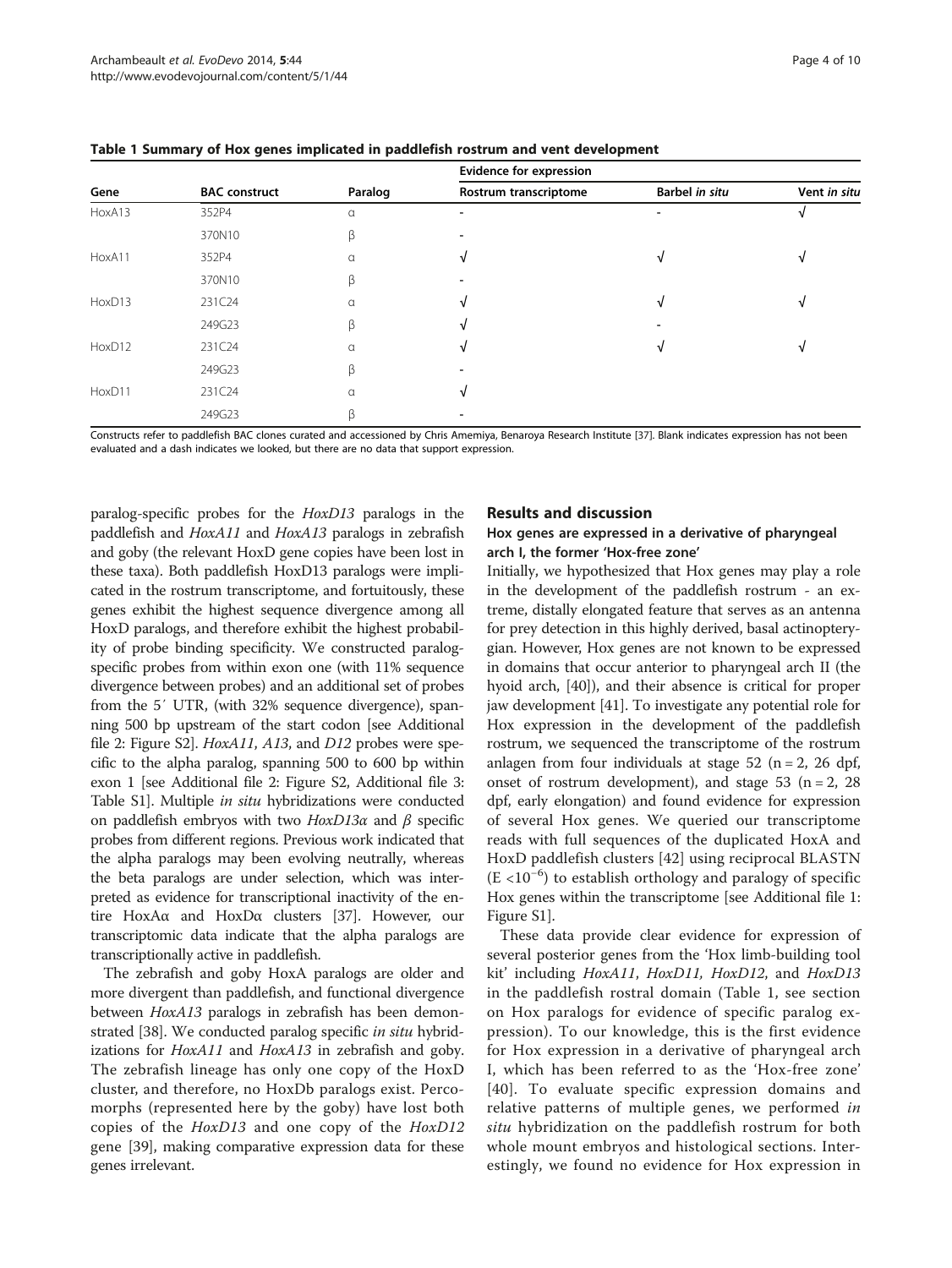**Table 1 Summary of Hox genes implicated in paddlefish rostrum and vent development**

| Gene | BAC construct | Paralog | Evidence for expression | | |
|---|---|---|---|---|---|
| | | | Rostrum transcriptome | Barbel *in situ* | Vent *in situ* |
| HoxA13 | 352P4 | α | - | - | √ |
| | 370N10 | β | - | | |
| HoxA11 | 352P4 | α | √ | √ | √ |
| | 370N10 | β | - | | |
| HoxD13 | 231C24 | α | √ | √ | √ |
| | 249G23 | β | √ | - | |
| HoxD12 | 231C24 | α | √ | √ | √ |
| | 249G23 | β | - | | |
| HoxD11 | 231C24 | α | √ | | |
| | 249G23 | β | - | | |

Constructs refer to paddlefish BAC clones curated and accessioned by Chris Amemiya, Benaroya Research Institute [37]. Blank indicates expression has not been evaluated and a dash indicates we looked, but there are no data that support expression.

paralog-specific probes for the *HoxD13* paralogs in the paddlefish and *HoxA11* and *HoxA13* paralogs in zebrafish and goby (the relevant HoxD gene copies have been lost in these taxa). Both paddlefish HoxD13 paralogs were implicated in the rostrum transcriptome, and fortuitously, these genes exhibit the highest sequence divergence among all HoxD paralogs, and therefore exhibit the highest probability of probe binding specificity. We constructed paralog-specific probes from within exon one (with 11% sequence divergence between probes) and an additional set of probes from the 5′ UTR, (with 32% sequence divergence), spanning 500 bp upstream of the start codon [see Additional file 2: Figure S2]. *HoxA11*, *A13*, and *D12* probes were specific to the alpha paralog, spanning 500 to 600 bp within exon 1 [see Additional file 2: Figure S2, Additional file 3: Table S1]. Multiple *in situ* hybridizations were conducted on paddlefish embryos with two *HoxD13α* and *β* specific probes from different regions. Previous work indicated that the alpha paralogs may been evolving neutrally, whereas the beta paralogs are under selection, which was interpreted as evidence for transcriptional inactivity of the entire HoxAα and HoxDα clusters [37]. However, our transcriptomic data indicate that the alpha paralogs are transcriptionally active in paddlefish.

The zebrafish and goby HoxA paralogs are older and more divergent than paddlefish, and functional divergence between *HoxA13* paralogs in zebrafish has been demonstrated [38]. We conducted paralog specific *in situ* hybridizations for *HoxA11* and *HoxA13* in zebrafish and goby. The zebrafish lineage has only one copy of the HoxD cluster, and therefore, no HoxDb paralogs exist. Percomorphs (represented here by the goby) have lost both copies of the *HoxD13* and one copy of the *HoxD12* gene [39], making comparative expression data for these genes irrelevant.

## Results and discussion

### Hox genes are expressed in a derivative of pharyngeal arch I, the former 'Hox-free zone'

Initially, we hypothesized that Hox genes may play a role in the development of the paddlefish rostrum - an extreme, distally elongated feature that serves as an antenna for prey detection in this highly derived, basal actinopterygian. However, Hox genes are not known to be expressed in domains that occur anterior to pharyngeal arch II (the hyoid arch, [40]), and their absence is critical for proper jaw development [41]. To investigate any potential role for Hox expression in the development of the paddlefish rostrum, we sequenced the transcriptome of the rostrum anlagen from four individuals at stage 52 ($n = 2$, 26 dpf, onset of rostrum development), and stage 53 ($n = 2$, 28 dpf, early elongation) and found evidence for expression of several Hox genes. We queried our transcriptome reads with full sequences of the duplicated HoxA and HoxD paddlefish clusters [42] using reciprocal BLASTN ($E < 10^{-6}$) to establish orthology and paralogy of specific Hox genes within the transcriptome [see Additional file 1: Figure S1].

These data provide clear evidence for expression of several posterior genes from the 'Hox limb-building tool kit' including *HoxA11*, *HoxD11*, *HoxD12*, and *HoxD13* in the paddlefish rostral domain (Table 1, see section on Hox paralogs for evidence of specific paralog expression). To our knowledge, this is the first evidence for Hox expression in a derivative of pharyngeal arch I, which has been referred to as the 'Hox-free zone' [40]. To evaluate specific expression domains and relative patterns of multiple genes, we performed *in situ* hybridization on the paddlefish rostrum for both whole mount embryos and histological sections. Interestingly, we found no evidence for Hox expression in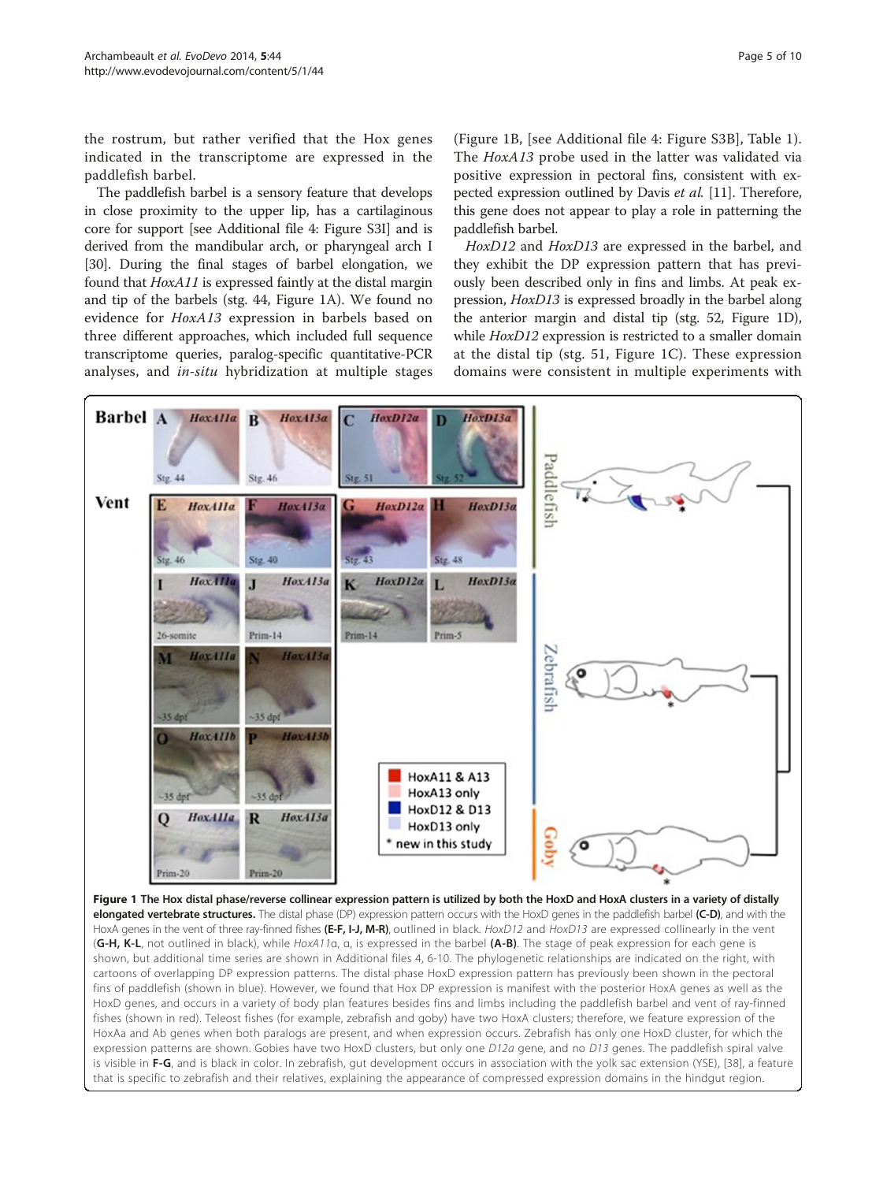the rostrum, but rather verified that the Hox genes indicated in the transcriptome are expressed in the paddlefish barbel.

The paddlefish barbel is a sensory feature that develops in close proximity to the upper lip, has a cartilaginous core for support [see Additional file 4: Figure S3I] and is derived from the mandibular arch, or pharyngeal arch I [30]. During the final stages of barbel elongation, we found that *HoxA11* is expressed faintly at the distal margin and tip of the barbels (stg. 44, Figure 1A). We found no evidence for *HoxA13* expression in barbels based on three different approaches, which included full sequence transcriptome queries, paralog-specific quantitative-PCR analyses, and *in-situ* hybridization at multiple stages (Figure 1B, [see Additional file 4: Figure S3B], Table 1). The *HoxA13* probe used in the latter was validated via positive expression in pectoral fins, consistent with expected expression outlined by Davis *et al.* [11]. Therefore, this gene does not appear to play a role in patterning the paddlefish barbel.

*HoxD12* and *HoxD13* are expressed in the barbel, and they exhibit the DP expression pattern that has previously been described only in fins and limbs. At peak expression, *HoxD13* is expressed broadly in the barbel along the anterior margin and distal tip (stg. 52, Figure 1D), while *HoxD12* expression is restricted to a smaller domain at the distal tip (stg. 51, Figure 1C). These expression domains were consistent in multiple experiments with

**Figure 1 The Hox distal phase/reverse collinear expression pattern is utilized by both the HoxD and HoxA clusters in a variety of distally elongated vertebrate structures.** The distal phase (DP) expression pattern occurs with the HoxD genes in the paddlefish barbel **(C-D)**, and with the HoxA genes in the vent of three ray-finned fishes **(E-F, I-J, M-R)**, outlined in black. *HoxD12* and *HoxD13* are expressed collinearly in the vent (**G-H, K-L**, not outlined in black), while *HoxA11α*, α, is expressed in the barbel **(A-B)**. The stage of peak expression for each gene is shown, but additional time series are shown in Additional files 4, 6-10. The phylogenetic relationships are indicated on the right, with cartoons of overlapping DP expression patterns. The distal phase HoxD expression pattern has previously been shown in the pectoral fins of paddlefish (shown in blue). However, we found that Hox DP expression is manifest with the posterior HoxA genes as well as the HoxD genes, and occurs in a variety of body plan features besides fins and limbs including the paddlefish barbel and vent of ray-finned fishes (shown in red). Teleost fishes (for example, zebrafish and goby) have two HoxA clusters; therefore, we feature expression of the HoxAa and Ab genes when both paralogs are present, and when expression occurs. Zebrafish has only one HoxD cluster, for which the expression patterns are shown. Gobies have two HoxD clusters, but only one *D12a* gene, and no *D13* genes. The paddlefish spiral valve is visible in **F-G**, and is black in color. In zebrafish, gut development occurs in association with the yolk sac extension (YSE), [38], a feature that is specific to zebrafish and their relatives, explaining the appearance of compressed expression domains in the hindgut region.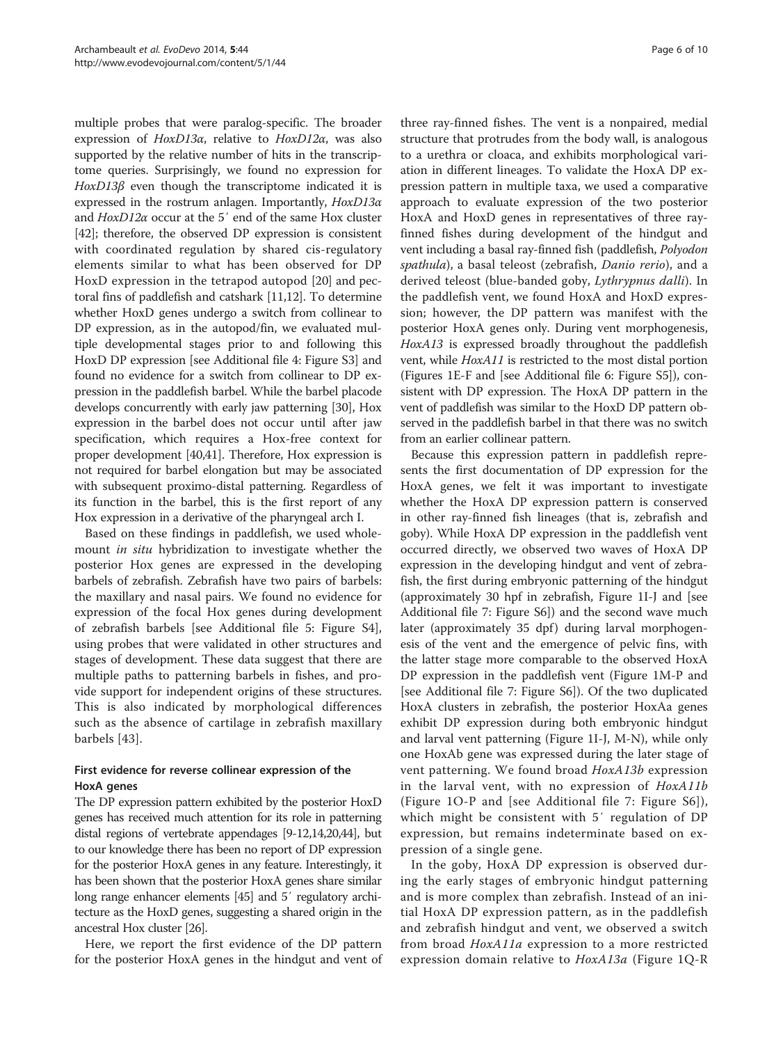multiple probes that were paralog-specific. The broader expression of *HoxD13α*, relative to *HoxD12α*, was also supported by the relative number of hits in the transcriptome queries. Surprisingly, we found no expression for *HoxD13β* even though the transcriptome indicated it is expressed in the rostrum anlagen. Importantly, *HoxD13α* and *HoxD12α* occur at the 5′ end of the same Hox cluster [42]; therefore, the observed DP expression is consistent with coordinated regulation by shared cis-regulatory elements similar to what has been observed for DP HoxD expression in the tetrapod autopod [20] and pectoral fins of paddlefish and catshark [11,12]. To determine whether HoxD genes undergo a switch from collinear to DP expression, as in the autopod/fin, we evaluated multiple developmental stages prior to and following this HoxD DP expression [see Additional file 4: Figure S3] and found no evidence for a switch from collinear to DP expression in the paddlefish barbel. While the barbel placode develops concurrently with early jaw patterning [30], Hox expression in the barbel does not occur until after jaw specification, which requires a Hox-free context for proper development [40,41]. Therefore, Hox expression is not required for barbel elongation but may be associated with subsequent proximo-distal patterning. Regardless of its function in the barbel, this is the first report of any Hox expression in a derivative of the pharyngeal arch I.

Based on these findings in paddlefish, we used whole-mount *in situ* hybridization to investigate whether the posterior Hox genes are expressed in the developing barbels of zebrafish. Zebrafish have two pairs of barbels: the maxillary and nasal pairs. We found no evidence for expression of the focal Hox genes during development of zebrafish barbels [see Additional file 5: Figure S4], using probes that were validated in other structures and stages of development. These data suggest that there are multiple paths to patterning barbels in fishes, and provide support for independent origins of these structures. This is also indicated by morphological differences such as the absence of cartilage in zebrafish maxillary barbels [43].

### First evidence for reverse collinear expression of the HoxA genes

The DP expression pattern exhibited by the posterior HoxD genes has received much attention for its role in patterning distal regions of vertebrate appendages [9-12,14,20,44], but to our knowledge there has been no report of DP expression for the posterior HoxA genes in any feature. Interestingly, it has been shown that the posterior HoxA genes share similar long range enhancer elements [45] and 5′ regulatory architecture as the HoxD genes, suggesting a shared origin in the ancestral Hox cluster [26].

Here, we report the first evidence of the DP pattern for the posterior HoxA genes in the hindgut and vent of three ray-finned fishes. The vent is a nonpaired, medial structure that protrudes from the body wall, is analogous to a urethra or cloaca, and exhibits morphological variation in different lineages. To validate the HoxA DP expression pattern in multiple taxa, we used a comparative approach to evaluate expression of the two posterior HoxA and HoxD genes in representatives of three ray-finned fishes during development of the hindgut and vent including a basal ray-finned fish (paddlefish, *Polyodon spathula*), a basal teleost (zebrafish, *Danio rerio*), and a derived teleost (blue-banded goby, *Lythrypnus dalli*). In the paddlefish vent, we found HoxA and HoxD expression; however, the DP pattern was manifest with the posterior HoxA genes only. During vent morphogenesis, *HoxA13* is expressed broadly throughout the paddlefish vent, while *HoxA11* is restricted to the most distal portion (Figures 1E-F and [see Additional file 6: Figure S5]), consistent with DP expression. The HoxA DP pattern in the vent of paddlefish was similar to the HoxD DP pattern observed in the paddlefish barbel in that there was no switch from an earlier collinear pattern.

Because this expression pattern in paddlefish represents the first documentation of DP expression for the HoxA genes, we felt it was important to investigate whether the HoxA DP expression pattern is conserved in other ray-finned fish lineages (that is, zebrafish and goby). While HoxA DP expression in the paddlefish vent occurred directly, we observed two waves of HoxA DP expression in the developing hindgut and vent of zebrafish, the first during embryonic patterning of the hindgut (approximately 30 hpf in zebrafish, Figure 1I-J and [see Additional file 7: Figure S6]) and the second wave much later (approximately 35 dpf) during larval morphogenesis of the vent and the emergence of pelvic fins, with the latter stage more comparable to the observed HoxA DP expression in the paddlefish vent (Figure 1M-P and [see Additional file 7: Figure S6]). Of the two duplicated HoxA clusters in zebrafish, the posterior HoxAa genes exhibit DP expression during both embryonic hindgut and larval vent patterning (Figure 1I-J, M-N), while only one HoxAb gene was expressed during the later stage of vent patterning. We found broad *HoxA13b* expression in the larval vent, with no expression of *HoxA11b* (Figure 1O-P and [see Additional file 7: Figure S6]), which might be consistent with 5′ regulation of DP expression, but remains indeterminate based on expression of a single gene.

In the goby, HoxA DP expression is observed during the early stages of embryonic hindgut patterning and is more complex than zebrafish. Instead of an initial HoxA DP expression pattern, as in the paddlefish and zebrafish hindgut and vent, we observed a switch from broad *HoxA11a* expression to a more restricted expression domain relative to *HoxA13a* (Figure 1Q-R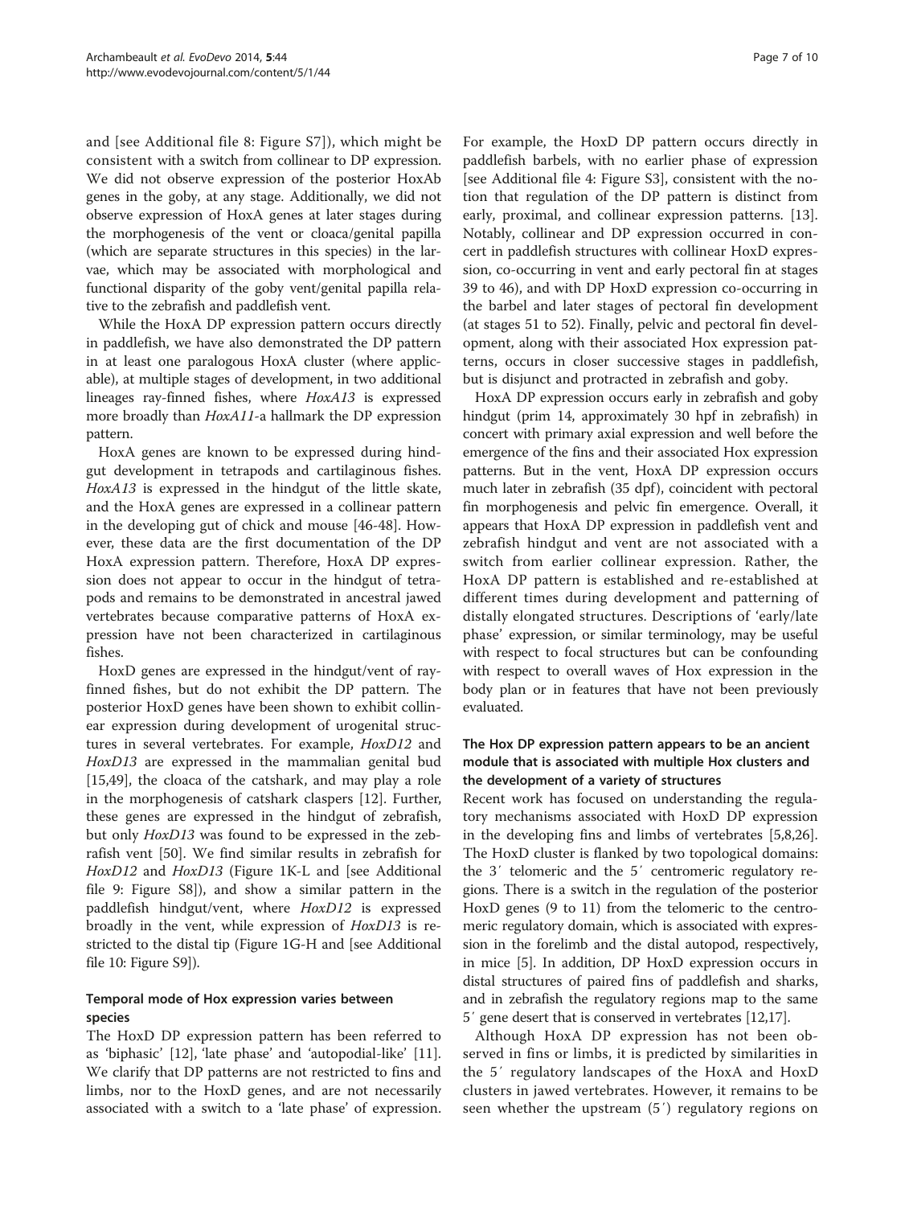and [see Additional file 8: Figure S7]), which might be consistent with a switch from collinear to DP expression. We did not observe expression of the posterior HoxAb genes in the goby, at any stage. Additionally, we did not observe expression of HoxA genes at later stages during the morphogenesis of the vent or cloaca/genital papilla (which are separate structures in this species) in the larvae, which may be associated with morphological and functional disparity of the goby vent/genital papilla relative to the zebrafish and paddlefish vent.

While the HoxA DP expression pattern occurs directly in paddlefish, we have also demonstrated the DP pattern in at least one paralogous HoxA cluster (where applicable), at multiple stages of development, in two additional lineages ray-finned fishes, where *HoxA13* is expressed more broadly than *HoxA11*-a hallmark the DP expression pattern.

HoxA genes are known to be expressed during hindgut development in tetrapods and cartilaginous fishes. *HoxA13* is expressed in the hindgut of the little skate, and the HoxA genes are expressed in a collinear pattern in the developing gut of chick and mouse [46-48]. However, these data are the first documentation of the DP HoxA expression pattern. Therefore, HoxA DP expression does not appear to occur in the hindgut of tetrapods and remains to be demonstrated in ancestral jawed vertebrates because comparative patterns of HoxA expression have not been characterized in cartilaginous fishes.

HoxD genes are expressed in the hindgut/vent of ray-finned fishes, but do not exhibit the DP pattern. The posterior HoxD genes have been shown to exhibit collinear expression during development of urogenital structures in several vertebrates. For example, *HoxD12* and *HoxD13* are expressed in the mammalian genital bud [15,49], the cloaca of the catshark, and may play a role in the morphogenesis of catshark claspers [12]. Further, these genes are expressed in the hindgut of zebrafish, but only *HoxD13* was found to be expressed in the zebrafish vent [50]. We find similar results in zebrafish for *HoxD12* and *HoxD13* (Figure 1K-L and [see Additional file 9: Figure S8]), and show a similar pattern in the paddlefish hindgut/vent, where *HoxD12* is expressed broadly in the vent, while expression of *HoxD13* is restricted to the distal tip (Figure 1G-H and [see Additional file 10: Figure S9]).

### Temporal mode of Hox expression varies between species

The HoxD DP expression pattern has been referred to as 'biphasic' [12], 'late phase' and 'autopodial-like' [11]. We clarify that DP patterns are not restricted to fins and limbs, nor to the HoxD genes, and are not necessarily associated with a switch to a 'late phase' of expression. For example, the HoxD DP pattern occurs directly in paddlefish barbels, with no earlier phase of expression [see Additional file 4: Figure S3], consistent with the notion that regulation of the DP pattern is distinct from early, proximal, and collinear expression patterns. [13]. Notably, collinear and DP expression occurred in concert in paddlefish structures with collinear HoxD expression, co-occurring in vent and early pectoral fin at stages 39 to 46), and with DP HoxD expression co-occurring in the barbel and later stages of pectoral fin development (at stages 51 to 52). Finally, pelvic and pectoral fin development, along with their associated Hox expression patterns, occurs in closer successive stages in paddlefish, but is disjunct and protracted in zebrafish and goby.

HoxA DP expression occurs early in zebrafish and goby hindgut (prim 14, approximately 30 hpf in zebrafish) in concert with primary axial expression and well before the emergence of the fins and their associated Hox expression patterns. But in the vent, HoxA DP expression occurs much later in zebrafish (35 dpf), coincident with pectoral fin morphogenesis and pelvic fin emergence. Overall, it appears that HoxA DP expression in paddlefish vent and zebrafish hindgut and vent are not associated with a switch from earlier collinear expression. Rather, the HoxA DP pattern is established and re-established at different times during development and patterning of distally elongated structures. Descriptions of 'early/late phase' expression, or similar terminology, may be useful with respect to focal structures but can be confounding with respect to overall waves of Hox expression in the body plan or in features that have not been previously evaluated.

### The Hox DP expression pattern appears to be an ancient module that is associated with multiple Hox clusters and the development of a variety of structures

Recent work has focused on understanding the regulatory mechanisms associated with HoxD DP expression in the developing fins and limbs of vertebrates [5,8,26]. The HoxD cluster is flanked by two topological domains: the 3′ telomeric and the 5′ centromeric regulatory regions. There is a switch in the regulation of the posterior HoxD genes (9 to 11) from the telomeric to the centromeric regulatory domain, which is associated with expression in the forelimb and the distal autopod, respectively, in mice [5]. In addition, DP HoxD expression occurs in distal structures of paired fins of paddlefish and sharks, and in zebrafish the regulatory regions map to the same 5′ gene desert that is conserved in vertebrates [12,17].

Although HoxA DP expression has not been observed in fins or limbs, it is predicted by similarities in the 5′ regulatory landscapes of the HoxA and HoxD clusters in jawed vertebrates. However, it remains to be seen whether the upstream (5′) regulatory regions on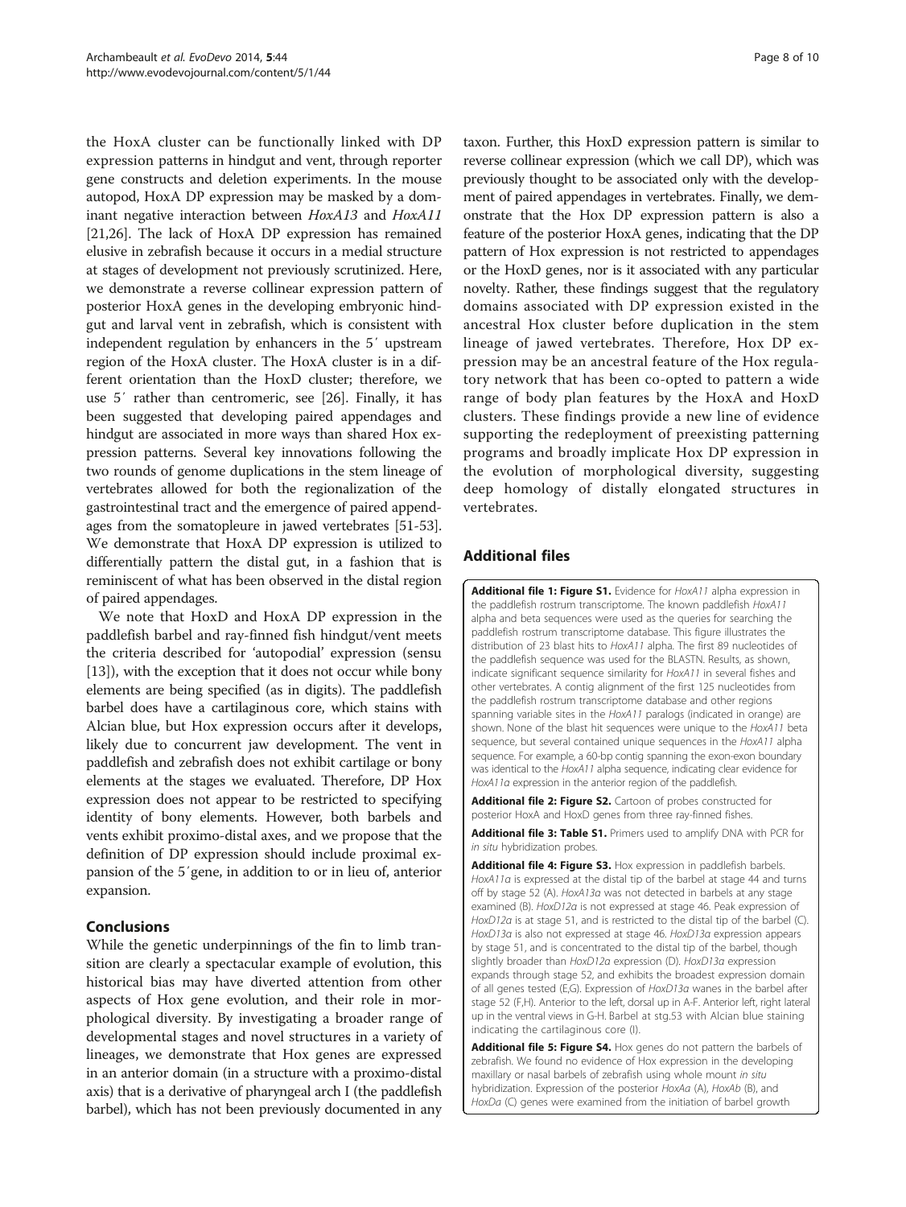the HoxA cluster can be functionally linked with DP expression patterns in hindgut and vent, through reporter gene constructs and deletion experiments. In the mouse autopod, HoxA DP expression may be masked by a dominant negative interaction between *HoxA13* and *HoxA11* [21,26]. The lack of HoxA DP expression has remained elusive in zebrafish because it occurs in a medial structure at stages of development not previously scrutinized. Here, we demonstrate a reverse collinear expression pattern of posterior HoxA genes in the developing embryonic hindgut and larval vent in zebrafish, which is consistent with independent regulation by enhancers in the 5′ upstream region of the HoxA cluster. The HoxA cluster is in a different orientation than the HoxD cluster; therefore, we use 5′ rather than centromeric, see [26]. Finally, it has been suggested that developing paired appendages and hindgut are associated in more ways than shared Hox expression patterns. Several key innovations following the two rounds of genome duplications in the stem lineage of vertebrates allowed for both the regionalization of the gastrointestinal tract and the emergence of paired appendages from the somatopleure in jawed vertebrates [51-53]. We demonstrate that HoxA DP expression is utilized to differentially pattern the distal gut, in a fashion that is reminiscent of what has been observed in the distal region of paired appendages.

We note that HoxD and HoxA DP expression in the paddlefish barbel and ray-finned fish hindgut/vent meets the criteria described for 'autopodial' expression (sensu [13]), with the exception that it does not occur while bony elements are being specified (as in digits). The paddlefish barbel does have a cartilaginous core, which stains with Alcian blue, but Hox expression occurs after it develops, likely due to concurrent jaw development. The vent in paddlefish and zebrafish does not exhibit cartilage or bony elements at the stages we evaluated. Therefore, DP Hox expression does not appear to be restricted to specifying identity of bony elements. However, both barbels and vents exhibit proximo-distal axes, and we propose that the definition of DP expression should include proximal expansion of the 5′gene, in addition to or in lieu of, anterior expansion.

## Conclusions

While the genetic underpinnings of the fin to limb transition are clearly a spectacular example of evolution, this historical bias may have diverted attention from other aspects of Hox gene evolution, and their role in morphological diversity. By investigating a broader range of developmental stages and novel structures in a variety of lineages, we demonstrate that Hox genes are expressed in an anterior domain (in a structure with a proximo-distal axis) that is a derivative of pharyngeal arch I (the paddlefish barbel), which has not been previously documented in any taxon. Further, this HoxD expression pattern is similar to reverse collinear expression (which we call DP), which was previously thought to be associated only with the development of paired appendages in vertebrates. Finally, we demonstrate that the Hox DP expression pattern is also a feature of the posterior HoxA genes, indicating that the DP pattern of Hox expression is not restricted to appendages or the HoxD genes, nor is it associated with any particular novelty. Rather, these findings suggest that the regulatory domains associated with DP expression existed in the ancestral Hox cluster before duplication in the stem lineage of jawed vertebrates. Therefore, Hox DP expression may be an ancestral feature of the Hox regulatory network that has been co-opted to pattern a wide range of body plan features by the HoxA and HoxD clusters. These findings provide a new line of evidence supporting the redeployment of preexisting patterning programs and broadly implicate Hox DP expression in the evolution of morphological diversity, suggesting deep homology of distally elongated structures in vertebrates.

## Additional files

**Additional file 1: Figure S1.** Evidence for *HoxA11* alpha expression in the paddlefish rostrum transcriptome. The known paddlefish *HoxA11* alpha and beta sequences were used as the queries for searching the paddlefish rostrum transcriptome database. This figure illustrates the distribution of 23 blast hits to *HoxA11* alpha. The first 89 nucleotides of the paddlefish sequence was used for the BLASTN. Results, as shown, indicate significant sequence similarity for *HoxA11* in several fishes and other vertebrates. A contig alignment of the first 125 nucleotides from the paddlefish rostrum transcriptome database and other regions spanning variable sites in the *HoxA11* paralogs (indicated in orange) are shown. None of the blast hit sequences were unique to the *HoxA11* beta sequence, but several contained unique sequences in the *HoxA11* alpha sequence. For example, a 60-bp contig spanning the exon-exon boundary was identical to the *HoxA11* alpha sequence, indicating clear evidence for *HoxA11a* expression in the anterior region of the paddlefish.

**Additional file 2: Figure S2.** Cartoon of probes constructed for posterior HoxA and HoxD genes from three ray-finned fishes.

**Additional file 3: Table S1.** Primers used to amplify DNA with PCR for *in situ* hybridization probes.

**Additional file 4: Figure S3.** Hox expression in paddlefish barbels. *HoxA11a* is expressed at the distal tip of the barbel at stage 44 and turns off by stage 52 (A). *HoxA13a* was not detected in barbels at any stage examined (B). *HoxD12a* is not expressed at stage 46. Peak expression of *HoxD12a* is at stage 51, and is restricted to the distal tip of the barbel (C). *HoxD13a* is also not expressed at stage 46. *HoxD13a* expression appears by stage 51, and is concentrated to the distal tip of the barbel, though slightly broader than *HoxD12a* expression (D). *HoxD13a* expression expands through stage 52, and exhibits the broadest expression domain of all genes tested (E,G). Expression of *HoxD13a* wanes in the barbel after stage 52 (F,H). Anterior to the left, dorsal up in A-F. Anterior left, right lateral up in the ventral views in G-H. Barbel at stg.53 with Alcian blue staining indicating the cartilaginous core (I).

**Additional file 5: Figure S4.** Hox genes do not pattern the barbels of zebrafish. We found no evidence of Hox expression in the developing maxillary or nasal barbels of zebrafish using whole mount *in situ* hybridization. Expression of the posterior *HoxAa* (A), *HoxAb* (B), and *HoxDa* (C) genes were examined from the initiation of barbel growth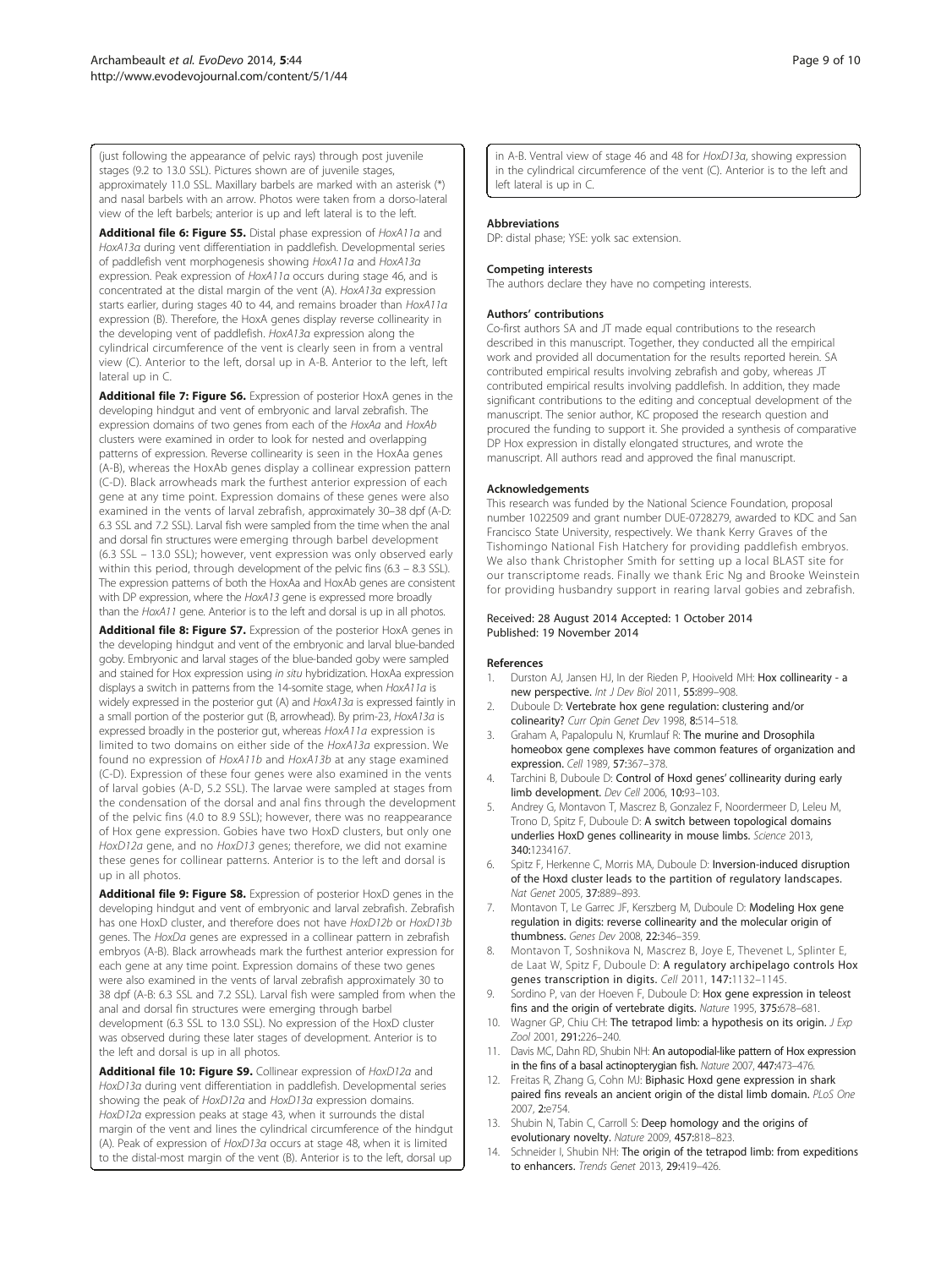(just following the appearance of pelvic rays) through post juvenile stages (9.2 to 13.0 SSL). Pictures shown are of juvenile stages, approximately 11.0 SSL. Maxillary barbels are marked with an asterisk (*) and nasal barbels with an arrow. Photos were taken from a dorso-lateral view of the left barbels; anterior is up and left lateral is to the left.

**Additional file 6: Figure S5.** Distal phase expression of *HoxA11a* and *HoxA13a* during vent differentiation in paddlefish. Developmental series of paddlefish vent morphogenesis showing *HoxA11a* and *HoxA13a* expression. Peak expression of *HoxA11a* occurs during stage 46, and is concentrated at the distal margin of the vent (A). *HoxA13a* expression starts earlier, during stages 40 to 44, and remains broader than *HoxA11a* expression (B). Therefore, the HoxA genes display reverse collinearity in the developing vent of paddlefish. *HoxA13a* expression along the cylindrical circumference of the vent is clearly seen in from a ventral view (C). Anterior to the left, dorsal up in A-B. Anterior to the left, left lateral up in C.

**Additional file 7: Figure S6.** Expression of posterior HoxA genes in the developing hindgut and vent of embryonic and larval zebrafish. The expression domains of two genes from each of the *HoxAa* and *HoxAb* clusters were examined in order to look for nested and overlapping patterns of expression. Reverse collinearity is seen in the HoxAa genes (A-B), whereas the HoxAb genes display a collinear expression pattern (C-D). Black arrowheads mark the furthest anterior expression of each gene at any time point. Expression domains of these genes were also examined in the vents of larval zebrafish, approximately 30–38 dpf (A-D: 6.3 SSL and 7.2 SSL). Larval fish were sampled from the time when the anal and dorsal fin structures were emerging through barbel development (6.3 SSL – 13.0 SSL); however, vent expression was only observed early within this period, through development of the pelvic fins (6.3 – 8.3 SSL). The expression patterns of both the HoxAa and HoxAb genes are consistent with DP expression, where the *HoxA13* gene is expressed more broadly than the *HoxA11* gene. Anterior is to the left and dorsal is up in all photos.

**Additional file 8: Figure S7.** Expression of the posterior HoxA genes in the developing hindgut and vent of the embryonic and larval blue-banded goby. Embryonic and larval stages of the blue-banded goby were sampled and stained for Hox expression using *in situ* hybridization. HoxAa expression displays a switch in patterns from the 14-somite stage, when *HoxA11a* is widely expressed in the posterior gut (A) and *HoxA13a* is expressed faintly in a small portion of the posterior gut (B, arrowhead). By prim-23, *HoxA13a* is expressed broadly in the posterior gut, whereas *HoxA11a* expression is limited to two domains on either side of the *HoxA13a* expression. We found no expression of *HoxA11b* and *HoxA13b* at any stage examined (C-D). Expression of these four genes were also examined in the vents of larval gobies (A-D, 5.2 SSL). The larvae were sampled at stages from the condensation of the dorsal and anal fins through the development of the pelvic fins (4.0 to 8.9 SSL); however, there was no reappearance of Hox gene expression. Gobies have two HoxD clusters, but only one *HoxD12a* gene, and no *HoxD13* genes; therefore, we did not examine these genes for collinear patterns. Anterior is to the left and dorsal is up in all photos.

**Additional file 9: Figure S8.** Expression of posterior HoxD genes in the developing hindgut and vent of embryonic and larval zebrafish. Zebrafish has one HoxD cluster, and therefore does not have *HoxD12b* or *HoxD13b* genes. The *HoxDa* genes are expressed in a collinear pattern in zebrafish embryos (A-B). Black arrowheads mark the furthest anterior expression for each gene at any time point. Expression domains of these two genes were also examined in the vents of larval zebrafish approximately 30 to 38 dpf (A-B: 6.3 SSL and 7.2 SSL). Larval fish were sampled from when the anal and dorsal fin structures were emerging through barbel development (6.3 SSL to 13.0 SSL). No expression of the HoxD cluster was observed during these later stages of development. Anterior is to the left and dorsal is up in all photos.

**Additional file 10: Figure S9.** Collinear expression of *HoxD12a* and *HoxD13a* during vent differentiation in paddlefish. Developmental series showing the peak of *HoxD12a* and *HoxD13a* expression domains. *HoxD12a* expression peaks at stage 43, when it surrounds the distal margin of the vent and lines the cylindrical circumference of the hindgut (A). Peak of expression of *HoxD13a* occurs at stage 48, when it is limited to the distal-most margin of the vent (B). Anterior is to the left, dorsal up in A-B. Ventral view of stage 46 and 48 for *HoxD13a*, showing expression in the cylindrical circumference of the vent (C). Anterior is to the left and left lateral is up in C.

#### Abbreviations

DP: distal phase; YSE: yolk sac extension.

#### Competing interests

The authors declare they have no competing interests.

#### Authors' contributions

Co-first authors SA and JT made equal contributions to the research described in this manuscript. Together, they conducted all the empirical work and provided all documentation for the results reported herein. SA contributed empirical results involving zebrafish and goby, whereas JT contributed empirical results involving paddlefish. In addition, they made significant contributions to the editing and conceptual development of the manuscript. The senior author, KC proposed the research question and procured the funding to support it. She provided a synthesis of comparative DP Hox expression in distally elongated structures, and wrote the manuscript. All authors read and approved the final manuscript.

#### Acknowledgements

This research was funded by the National Science Foundation, proposal number 1022509 and grant number DUE-0728279, awarded to KDC and San Francisco State University, respectively. We thank Kerry Graves of the Tishomingo National Fish Hatchery for providing paddlefish embryos. We also thank Christopher Smith for setting up a local BLAST site for our transcriptome reads. Finally we thank Eric Ng and Brooke Weinstein for providing husbandry support in rearing larval gobies and zebrafish.

Received: 28 August 2014 Accepted: 1 October 2014
Published: 19 November 2014

#### References

1. Durston AJ, Jansen HJ, In der Rieden P, Hooiveld MH: **Hox collinearity - a new perspective.** *Int J Dev Biol* 2011, **55:**899–908.
2. Duboule D: **Vertebrate hox gene regulation: clustering and/or colinearity?** *Curr Opin Genet Dev* 1998, **8:**514–518.
3. Graham A, Papalopulu N, Krumlauf R: **The murine and Drosophila homeobox gene complexes have common features of organization and expression.** *Cell* 1989, **57:**367–378.
4. Tarchini B, Duboule D: **Control of Hoxd genes' collinearity during early limb development.** *Dev Cell* 2006, **10:**93–103.
5. Andrey G, Montavon T, Mascrez B, Gonzalez F, Noordermeer D, Leleu M, Trono D, Spitz F, Duboule D: **A switch between topological domains underlies HoxD genes collinearity in mouse limbs.** *Science* 2013, **340:**1234167.
6. Spitz F, Herkenne C, Morris MA, Duboule D: **Inversion-induced disruption of the Hoxd cluster leads to the partition of regulatory landscapes.** *Nat Genet* 2005, **37:**889–893.
7. Montavon T, Le Garrec JF, Kerszberg M, Duboule D: **Modeling Hox gene regulation in digits: reverse collinearity and the molecular origin of thumbness.** *Genes Dev* 2008, **22:**346–359.
8. Montavon T, Soshnikova N, Mascrez B, Joye E, Thevenet L, Splinter E, de Laat W, Spitz F, Duboule D: **A regulatory archipelago controls Hox genes transcription in digits.** *Cell* 2011, **147:**1132–1145.
9. Sordino P, van der Hoeven F, Duboule D: **Hox gene expression in teleost fins and the origin of vertebrate digits.** *Nature* 1995, **375:**678–681.
10. Wagner GP, Chiu CH: **The tetrapod limb: a hypothesis on its origin.** *J Exp Zool* 2001, **291:**226–240.
11. Davis MC, Dahn RD, Shubin NH: **An autopodial-like pattern of Hox expression in the fins of a basal actinopterygian fish.** *Nature* 2007, **447:**473–476.
12. Freitas R, Zhang G, Cohn MJ: **Biphasic Hoxd gene expression in shark paired fins reveals an ancient origin of the distal limb domain.** *PLoS One* 2007, **2:**e754.
13. Shubin N, Tabin C, Carroll S: **Deep homology and the origins of evolutionary novelty.** *Nature* 2009, **457:**818–823.
14. Schneider I, Shubin NH: **The origin of the tetrapod limb: from expeditions to enhancers.** *Trends Genet* 2013, **29:**419–426.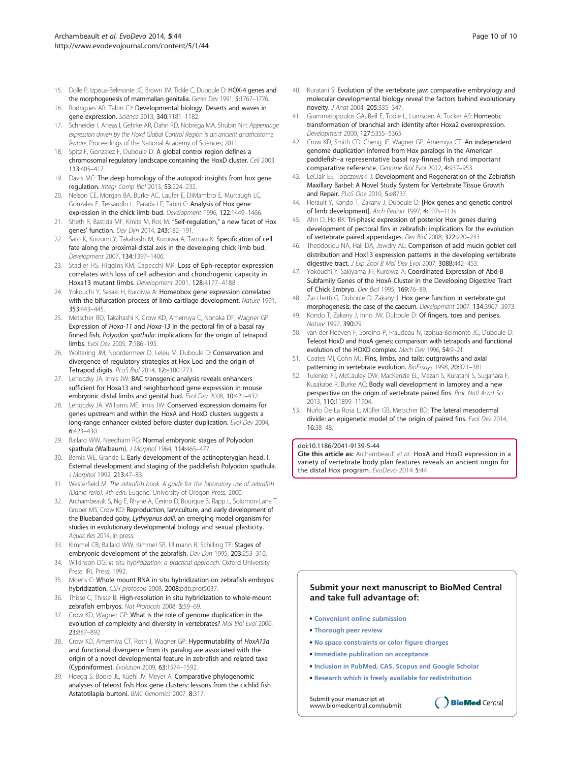15. Dolle P, Izpisua-Belmonte JC, Brown JM, Tickle C, Duboule D: **HOX-4 genes and the morphogenesis of mammalian genitalia.** *Genes Dev* 1991, **5:**1767–1776.
16. Rodrigues AR, Tabin CJ: **Developmental biology. Deserts and waves in gene expression.** *Science* 2013, **340:**1181–1182.
17. Schneider I, Aneas I, Gehrke AR, Dahn RD, Nobrega MA, Shubin NH: *Appendage expression driven by the Hoxd Global Control Region is an ancient gnathostome feature*, Proceedings of the National Academy of Sciences; 2011.
18. Spitz F, Gonzalez F, Duboule D: **A global control region defines a chromosomal regulatory landscape containing the HoxD cluster.** *Cell* 2003, **113:**405–417.
19. Davis MC: **The deep homology of the autopod: insights from hox gene regulation.** *Integr Comp Biol* 2013, **53:**224–232.
20. Nelson CE, Morgan BA, Burke AC, Laufer E, DiMambro E, Murtaugh LC, Gonzales E, Tessarollo L, Parada LF, Tabin C: **Analysis of Hox gene expression in the chick limb bud.** *Development* 1996, **122:**1449–1466.
21. Sheth R, Bastida MF, Kmita M, Ros M: **"Self-regulation," a new facet of Hox genes' function.** *Dev Dyn* 2014, **243:**182–191.
22. Sato K, Koizumi Y, Takahashi M, Kuroiwa A, Tamura K: **Specification of cell fate along the proximal-distal axis in the developing chick limb bud.** *Development* 2007, **134:**1397–1406.
23. Stadler HS, Higgins KM, Capecchi MR: **Loss of Eph-receptor expression correlates with loss of cell adhesion and chondrogenic capacity in Hoxa13 mutant limbs.** *Development* 2001, **128:**4177–4188.
24. Yokouchi Y, Sasaki H, Kuroiwa A: **Homeobox gene expression correlated with the bifurcation process of limb cartilage development.** *Nature* 1991, **353:**443–445.
25. Metscher BD, Takahashi K, Crow KD, Amemiya C, Nonaka DF, Wagner GP: **Expression of *Hoxa-11* and *Hoxa-13* in the pectoral fin of a basal ray finned fish, *Polyodon spathula*: implications for the origin of tetrapod limbs.** *Evol Dev* 2005, **7:**186–195.
26. Woltering JM, Noordermeer D, Leleu M, Duboule D: **Conservation and divergence of regulatory strategies at Hox Loci and the origin of Tetrapod digits.** *PLoS Biol* 2014, **12:**e1001773.
27. Lehoczky JA, Innis JW: **BAC transgenic analysis reveals enhancers sufficient for Hoxa13 and neighborhood gene expression in mouse embryonic distal limbs and genital bud.** *Evol Dev* 2008, **10:**421–432.
28. Lehoczky JA, Williams ME, Innis JW: **Conserved expression domains for genes upstream and within the HoxA and HoxD clusters suggests a long-range enhancer existed before cluster duplication.** *Evol Dev* 2004, **6:**423–430.
29. Ballard WW, Needham RG: **Normal embryonic stages of Polyodon spathula (Walbaum).** *J Morphol* 1964, **114:**465–477.
30. Bemis WE, Grande L: **Early development of the actinopterygian head. I. External development and staging of the paddlefish Polyodon spathula.** *J Morphol* 1992, **213:**47–83.
31. Westerfield M: *The zebrafish book. A guide for the laboratory use of zebrafish (Danio rerio). 4th edn.* Eugene: University of Oregon Press; 2000.
32. Archambeault S, Ng E, Rhyne A, Cerino D, Bourque B, Rapp L, Solomon-Lane T, Grober MS, Crow KD: **Reproduction, larviculture, and early development of the Bluebanded goby, *Lythrypnus dalli*, an emerging model organism for studies in evolutionary developmental biology and sexual plasticity.** *Aquac Res* 2014, In press.
33. Kimmel CB, Ballard WW, Kimmel SR, Ullmann B, Schilling TF: **Stages of embryonic development of the zebrafish.** *Dev Dyn* 1995, **203:**253–310.
34. Wilkinson DG: *In situ hybridization: a practical approach.* Oxford University Press: IRL Press; 1992.
35. Moens C: **Whole mount RNA in situ hybridization on zebrafish embryos: hybridization.** *CSH protocols* 2008, **2008:**pdb.prot5037.
36. Thisse C, Thisse B: **High-resolution in situ hybridization to whole-mount zebrafish embryos.** *Nat Protocols* 2008, **3:**59–69.
37. Crow KD, Wagner GP: **What is the role of genome duplication in the evolution of complexity and diversity in vertebrates?** *Mol Biol Evol* 2006, **23:**887–892.
38. Crow KD, Amemiya CT, Roth J, Wagner GP: **Hypermutability of *HoxA13a* and functional divergence from its paralog are associated with the origin of a novel developmental feature in zebrafish and related taxa (Cypriniformes).** *Evolution* 2009, **63:**1574–1592.
39. Hoegg S, Boore JL, Kuehl JV, Meyer A: **Comparative phylogenomic analyses of teleost fish Hox gene clusters: lessons from the cichlid fish Astatotilapia burtoni.** *BMC Genomics* 2007, **8:**317.
40. Kuratani S: **Evolution of the vertebrate jaw: comparative embryology and molecular developmental biology reveal the factors behind evolutionary novelty.** *J Anat* 2004, **205:**335–347.
41. Grammatopoulos GA, Bell E, Toole L, Lumsden A, Tucker AS: **Homeotic transformation of branchial arch identity after Hoxa2 overexpression.** *Development* 2000, **127:**5355–5365.
42. Crow KD, Smith CD, Cheng JF, Wagner GP, Amemiya CT: **An independent genome duplication inferred from Hox paralogs in the American paddlefish–a representative basal ray-finned fish and important comparative reference.** *Genome Biol Evol* 2012, **4:**937–953.
43. LeClair EE, Topczewski J: **Development and Regeneration of the Zebrafish Maxillary Barbel: A Novel Study System for Vertebrate Tissue Growth and Repair.** *PLoS One* 2010, **5:**e8737.
44. Herault Y, Kondo T, Zakany J, Duboule D: **[Hox genes and genetic control of limb development].** *Arch Pediatr* 1997, **4:**107s–111s.
45. Ahn D, Ho RK: **Tri-phasic expression of posterior Hox genes during development of pectoral fins in zebrafish: implications for the evolution of vertebrate paired appendages.** *Dev Biol* 2008, **322:**220–233.
46. Theodosiou NA, Hall DA, Jowdry AL: **Comparison of acid mucin goblet cell distribution and Hox13 expression patterns in the developing vertebrate digestive tract.** *J Exp Zool B Mol Dev Evol* 2007, **308B:**442–453.
47. Yokouchi Y, Sakiyama J-I, Kuroiwa A: **Coordinated Expression of Abd-B Subfamily Genes of the HoxA Cluster in the Developing Digestive Tract of Chick Embryo.** *Dev Biol* 1995, **169:**76–89.
48. Zacchetti G, Duboule D, Zakany J: **Hox gene function in vertebrate gut morphogenesis: the case of the caecum.** *Development* 2007, **134:**3967–3973.
49. Kondo T, Zakany J, Innis JW, Duboule D: **Of fingers, toes and penises.** *Nature* 1997, **390:**29.
50. van der Hoeven F, Sordino P, Fraudeau N, Izpisua-Belmonte JC, Duboule D: **Teleost HoxD and HoxA genes: comparison with tetrapods and functional evolution of the HOXD complex.** *Mech Dev* 1996, **54:**9–21.
51. Coates MI, Cohn MJ: **Fins, limbs, and tails: outgrowths and axial patterning in vertebrate evolution.** *BioEssays* 1998, **20:**371–381.
52. Tulenko FJ, McCauley DW, MacKenzie EL, Mazan S, Kuratani S, Sugahara F, Kusakabe R, Burke AC: **Body wall development in lamprey and a new perspective on the origin of vertebrate paired fins.** *Proc Natl Acad Sci* 2013, **110:**11899–11904.
53. Nuño De La Rosa L, Müller GB, Metscher BD: **The lateral mesodermal divide: an epigenetic model of the origin of paired fins.** *Evol Dev* 2014, **16:**38–48.

doi:10.1186/2041-9139-5-44

**Cite this article as:** Archambeault *et al.*: HoxA and HoxD expression in a variety of vertebrate body plan features reveals an ancient origin for the distal Hox program. *EvoDevo* 2014 **5**:44.

**Submit your next manuscript to BioMed Central and take full advantage of:**

- Convenient online submission
- Thorough peer review
- No space constraints or color figure charges
- Immediate publication on acceptance
- Inclusion in PubMed, CAS, Scopus and Google Scholar
- Research which is freely available for redistribution

Submit your manuscript at
www.biomedcentral.com/submit

BioMed Central